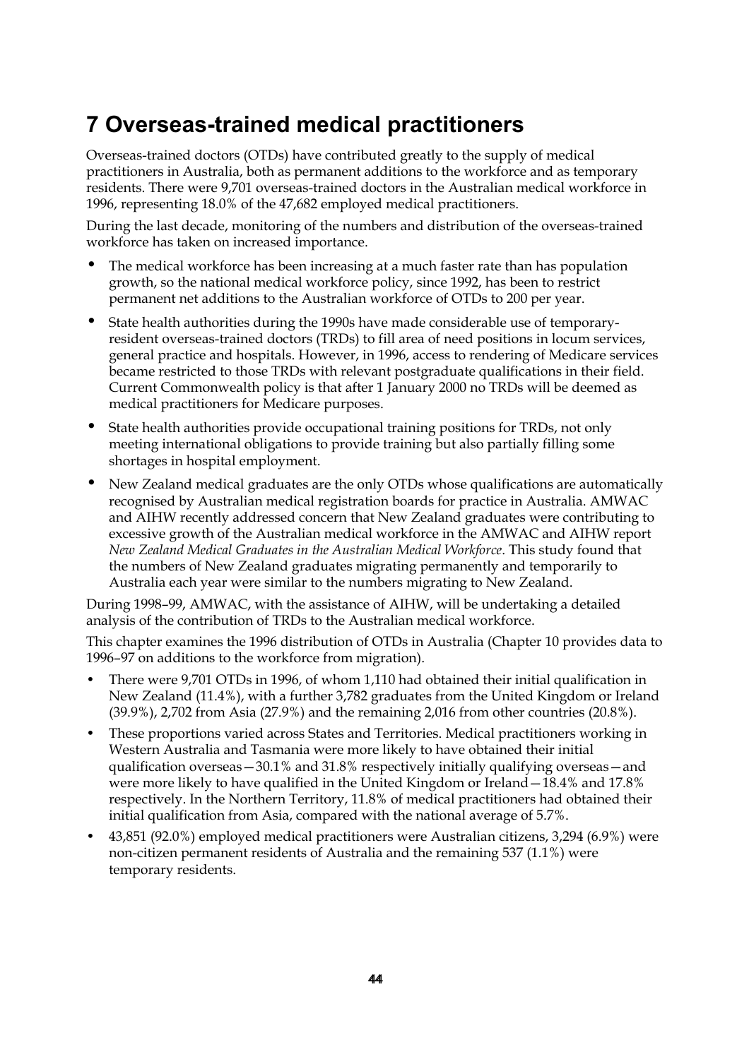# 7 Overseas-trained medical practitioners

Overseas-trained doctors (OTDs) have contributed greatly to the supply of medical practitioners in Australia, both as permanent additions to the workforce and as temporary residents. There were 9,701 overseas-trained doctors in the Australian medical workforce in 1996, representing 18.0% of the 47,682 employed medical practitioners.

During the last decade, monitoring of the numbers and distribution of the overseas-trained workforce has taken on increased importance.

- The medical workforce has been increasing at a much faster rate than has population growth, so the national medical workforce policy, since 1992, has been to restrict permanent net additions to the Australian workforce of OTDs to 200 per year.
- State health authorities during the 1990s have made considerable use of temporary-resident overseas-trained doctors (TRDs) to fill area of need positions in locum services, general practice and hospitals. However, in 1996, access to rendering of Medicare services became restricted to those TRDs with relevant postgraduate qualifications in their field. Current Commonwealth policy is that after 1 January 2000 no TRDs will be deemed as medical practitioners for Medicare purposes.
- State health authorities provide occupational training positions for TRDs, not only meeting international obligations to provide training but also partially filling some shortages in hospital employment.
- New Zealand medical graduates are the only OTDs whose qualifications are automatically recognised by Australian medical registration boards for practice in Australia. AMWAC and AIHW recently addressed concern that New Zealand graduates were contributing to excessive growth of the Australian medical workforce in the AMWAC and AIHW report *New Zealand Medical Graduates in the Australian Medical Workforce*. This study found that the numbers of New Zealand graduates migrating permanently and temporarily to Australia each year were similar to the numbers migrating to New Zealand.

During 1998–99, AMWAC, with the assistance of AIHW, will be undertaking a detailed analysis of the contribution of TRDs to the Australian medical workforce.

This chapter examines the 1996 distribution of OTDs in Australia (Chapter 10 provides data to 1996–97 on additions to the workforce from migration).

- There were 9,701 OTDs in 1996, of whom 1,110 had obtained their initial qualification in New Zealand (11.4%), with a further 3,782 graduates from the United Kingdom or Ireland (39.9%), 2,702 from Asia (27.9%) and the remaining 2,016 from other countries (20.8%).
- These proportions varied across States and Territories. Medical practitioners working in Western Australia and Tasmania were more likely to have obtained their initial qualification overseas—30.1% and 31.8% respectively initially qualifying overseas—and were more likely to have qualified in the United Kingdom or Ireland—18.4% and 17.8% respectively. In the Northern Territory, 11.8% of medical practitioners had obtained their initial qualification from Asia, compared with the national average of 5.7%.
- 43,851 (92.0%) employed medical practitioners were Australian citizens, 3,294 (6.9%) were non-citizen permanent residents of Australia and the remaining 537 (1.1%) were temporary residents.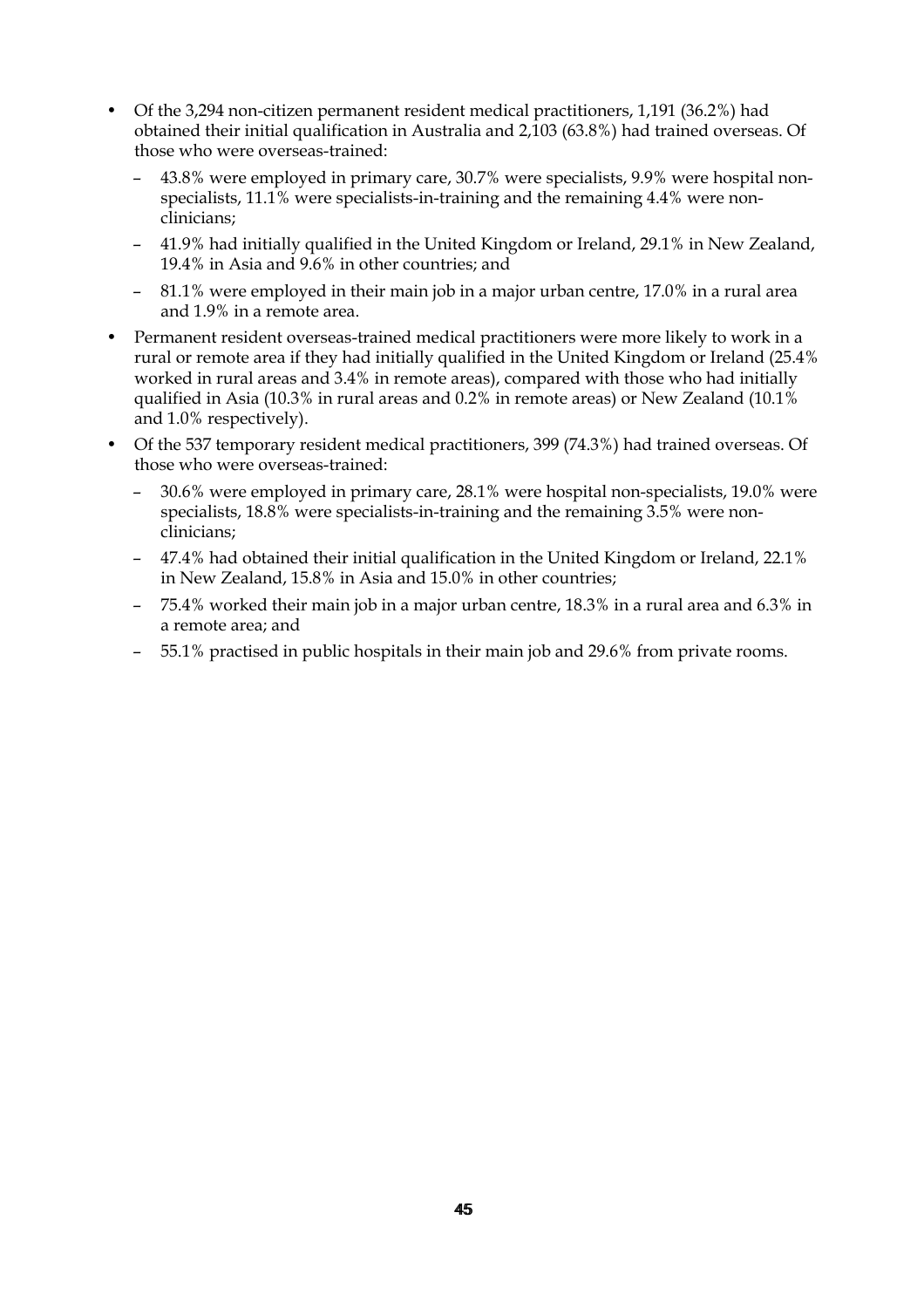- Of the 3,294 non-citizen permanent resident medical practitioners, 1,191 (36.2%) had obtained their initial qualification in Australia and 2,103 (63.8%) had trained overseas. Of those who were overseas-trained:
  - 43.8% were employed in primary care, 30.7% were specialists, 9.9% were hospital non-specialists, 11.1% were specialists-in-training and the remaining 4.4% were non-clinicians;
  - 41.9% had initially qualified in the United Kingdom or Ireland, 29.1% in New Zealand, 19.4% in Asia and 9.6% in other countries; and
  - 81.1% were employed in their main job in a major urban centre, 17.0% in a rural area and 1.9% in a remote area.
- Permanent resident overseas-trained medical practitioners were more likely to work in a rural or remote area if they had initially qualified in the United Kingdom or Ireland (25.4% worked in rural areas and 3.4% in remote areas), compared with those who had initially qualified in Asia (10.3% in rural areas and 0.2% in remote areas) or New Zealand (10.1% and 1.0% respectively).
- Of the 537 temporary resident medical practitioners, 399 (74.3%) had trained overseas. Of those who were overseas-trained:
  - 30.6% were employed in primary care, 28.1% were hospital non-specialists, 19.0% were specialists, 18.8% were specialists-in-training and the remaining 3.5% were non-clinicians;
  - 47.4% had obtained their initial qualification in the United Kingdom or Ireland, 22.1% in New Zealand, 15.8% in Asia and 15.0% in other countries;
  - 75.4% worked their main job in a major urban centre, 18.3% in a rural area and 6.3% in a remote area; and
  - 55.1% practised in public hospitals in their main job and 29.6% from private rooms.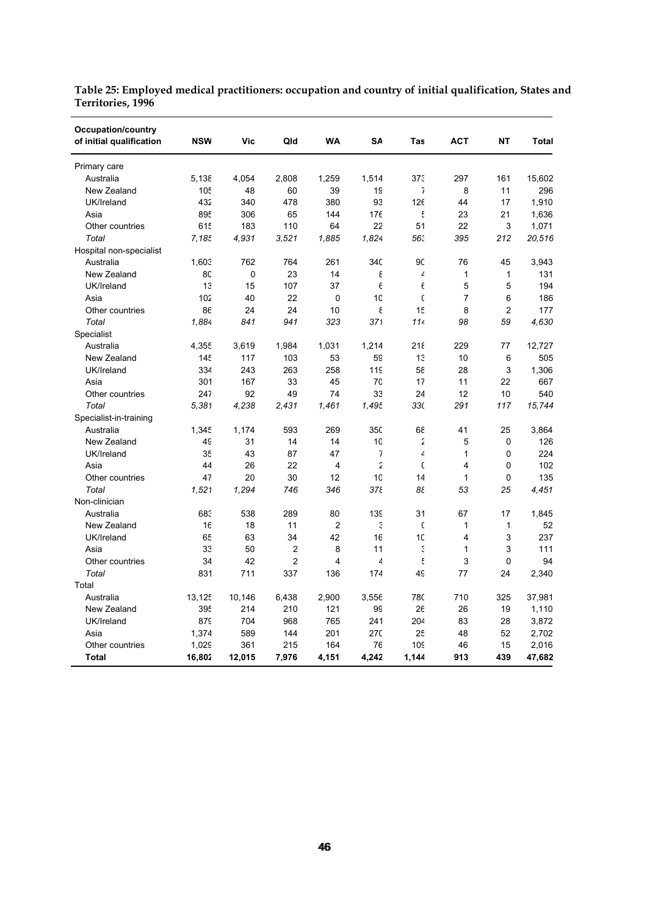**Table 25: Employed medical practitioners: occupation and country of initial qualification, States and Territories, 1996**

| Occupation/country of initial qualification | NSW | Vic | Qld | WA | SA | Tas | ACT | NT | Total |
|---|---|---|---|---|---|---|---|---|---|
| Primary care | | | | | | | | | |
| Australia | 5,138 | 4,054 | 2,808 | 1,259 | 1,514 | 373 | 297 | 161 | 15,602 |
| New Zealand | 105 | 48 | 60 | 39 | 19 | 7 | 8 | 11 | 296 |
| UK/Ireland | 432 | 340 | 478 | 380 | 93 | 126 | 44 | 17 | 1,910 |
| Asia | 895 | 306 | 65 | 144 | 176 | 5 | 23 | 21 | 1,636 |
| Other countries | 615 | 183 | 110 | 64 | 22 | 51 | 22 | 3 | 1,071 |
| *Total* | *7,185* | *4,931* | *3,521* | *1,885* | *1,824* | *563* | *395* | *212* | *20,516* |
| Hospital non-specialist | | | | | | | | | |
| Australia | 1,603 | 762 | 764 | 261 | 340 | 90 | 76 | 45 | 3,943 |
| New Zealand | 80 | 0 | 23 | 14 | 8 | 4 | 1 | 1 | 131 |
| UK/Ireland | 13 | 15 | 107 | 37 | 6 | 6 | 5 | 5 | 194 |
| Asia | 102 | 40 | 22 | 0 | 10 | 0 | 7 | 6 | 186 |
| Other countries | 86 | 24 | 24 | 10 | 8 | 15 | 8 | 2 | 177 |
| *Total* | *1,884* | *841* | *941* | *323* | *371* | *114* | *98* | *59* | *4,630* |
| Specialist | | | | | | | | | |
| Australia | 4,355 | 3,619 | 1,984 | 1,031 | 1,214 | 218 | 229 | 77 | 12,727 |
| New Zealand | 145 | 117 | 103 | 53 | 59 | 13 | 10 | 6 | 505 |
| UK/Ireland | 334 | 243 | 263 | 258 | 119 | 58 | 28 | 3 | 1,306 |
| Asia | 301 | 167 | 33 | 45 | 70 | 17 | 11 | 22 | 667 |
| Other countries | 247 | 92 | 49 | 74 | 33 | 24 | 12 | 10 | 540 |
| *Total* | *5,381* | *4,238* | *2,431* | *1,461* | *1,495* | *330* | *291* | *117* | *15,744* |
| Specialist-in-training | | | | | | | | | |
| Australia | 1,345 | 1,174 | 593 | 269 | 350 | 68 | 41 | 25 | 3,864 |
| New Zealand | 49 | 31 | 14 | 14 | 10 | 2 | 5 | 0 | 126 |
| UK/Ireland | 35 | 43 | 87 | 47 | 7 | 4 | 1 | 0 | 224 |
| Asia | 44 | 26 | 22 | 4 | 2 | 0 | 4 | 0 | 102 |
| Other countries | 47 | 20 | 30 | 12 | 10 | 14 | 1 | 0 | 135 |
| *Total* | *1,521* | *1,294* | *746* | *346* | *378* | *88* | *53* | *25* | *4,451* |
| Non-clinician | | | | | | | | | |
| Australia | 683 | 538 | 289 | 80 | 139 | 31 | 67 | 17 | 1,845 |
| New Zealand | 16 | 18 | 11 | 2 | 3 | 0 | 1 | 1 | 52 |
| UK/Ireland | 65 | 63 | 34 | 42 | 16 | 10 | 4 | 3 | 237 |
| Asia | 33 | 50 | 2 | 8 | 11 | 3 | 1 | 3 | 111 |
| Other countries | 34 | 42 | 2 | 4 | 4 | 5 | 3 | 0 | 94 |
| *Total* | 831 | 711 | 337 | 136 | 174 | 49 | 77 | 24 | 2,340 |
| Total | | | | | | | | | |
| Australia | 13,125 | 10,146 | 6,438 | 2,900 | 3,556 | 780 | 710 | 325 | 37,981 |
| New Zealand | 395 | 214 | 210 | 121 | 99 | 26 | 26 | 19 | 1,110 |
| UK/Ireland | 879 | 704 | 968 | 765 | 241 | 204 | 83 | 28 | 3,872 |
| Asia | 1,374 | 589 | 144 | 201 | 270 | 25 | 48 | 52 | 2,702 |
| Other countries | 1,029 | 361 | 215 | 164 | 76 | 109 | 46 | 15 | 2,016 |
| **Total** | **16,802** | **12,015** | **7,976** | **4,151** | **4,242** | **1,144** | **913** | **439** | **47,682** |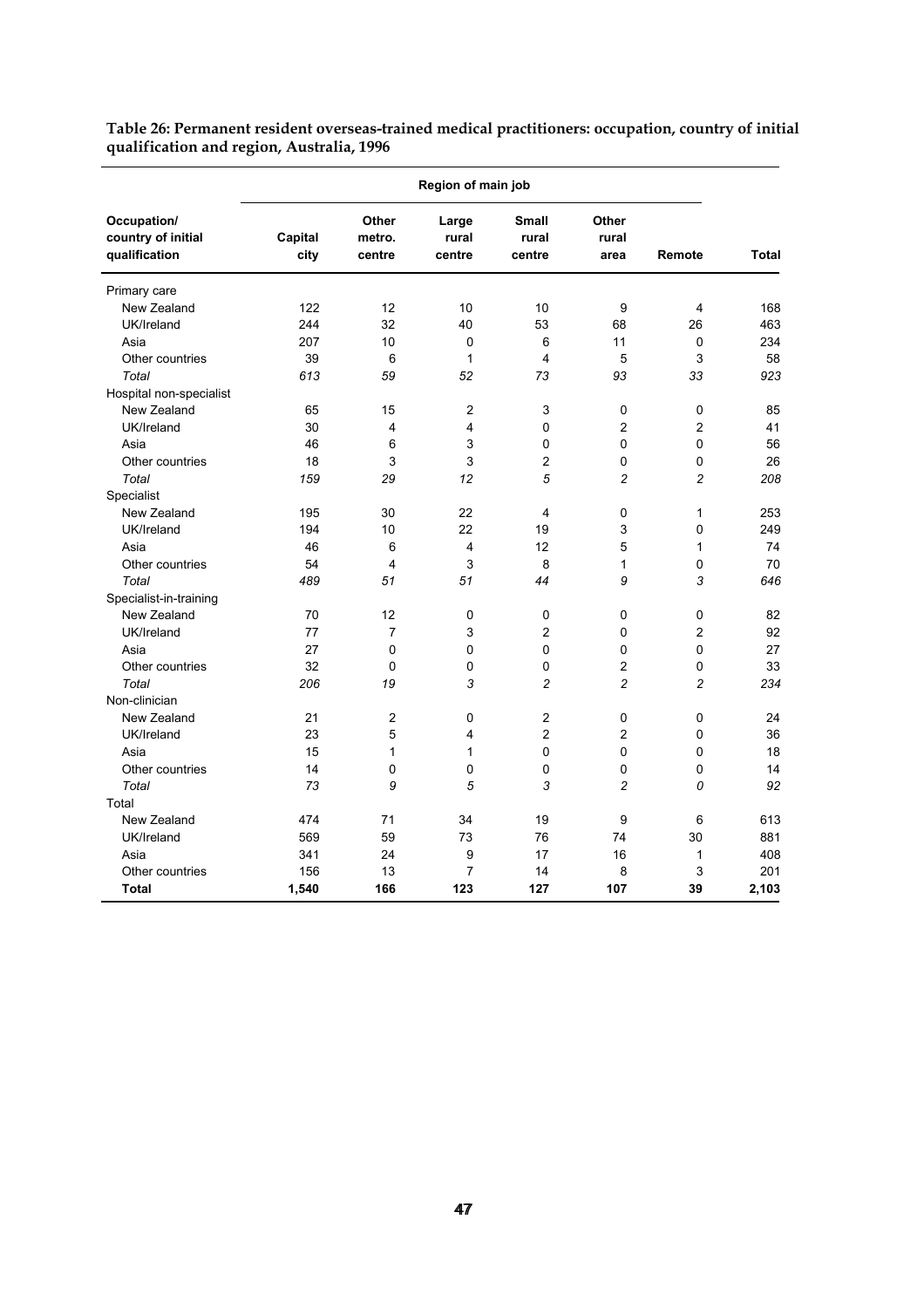**Table 26: Permanent resident overseas-trained medical practitioners: occupation, country of initial qualification and region, Australia, 1996**

| Occupation/ country of initial qualification | Region of main job | | | | | | |
|---|---|---|---|---|---|---|---|
| | Capital city | Other metro. centre | Large rural centre | Small rural centre | Other rural area | Remote | Total |
| Primary care | | | | | | | |
| New Zealand | 122 | 12 | 10 | 10 | 9 | 4 | 168 |
| UK/Ireland | 244 | 32 | 40 | 53 | 68 | 26 | 463 |
| Asia | 207 | 10 | 0 | 6 | 11 | 0 | 234 |
| Other countries | 39 | 6 | 1 | 4 | 5 | 3 | 58 |
| *Total* | *613* | *59* | *52* | *73* | *93* | *33* | *923* |
| Hospital non-specialist | | | | | | | |
| New Zealand | 65 | 15 | 2 | 3 | 0 | 0 | 85 |
| UK/Ireland | 30 | 4 | 4 | 0 | 2 | 2 | 41 |
| Asia | 46 | 6 | 3 | 0 | 0 | 0 | 56 |
| Other countries | 18 | 3 | 3 | 2 | 0 | 0 | 26 |
| *Total* | *159* | *29* | *12* | *5* | *2* | *2* | *208* |
| Specialist | | | | | | | |
| New Zealand | 195 | 30 | 22 | 4 | 0 | 1 | 253 |
| UK/Ireland | 194 | 10 | 22 | 19 | 3 | 0 | 249 |
| Asia | 46 | 6 | 4 | 12 | 5 | 1 | 74 |
| Other countries | 54 | 4 | 3 | 8 | 1 | 0 | 70 |
| *Total* | *489* | *51* | *51* | *44* | *9* | *3* | *646* |
| Specialist-in-training | | | | | | | |
| New Zealand | 70 | 12 | 0 | 0 | 0 | 0 | 82 |
| UK/Ireland | 77 | 7 | 3 | 2 | 0 | 2 | 92 |
| Asia | 27 | 0 | 0 | 0 | 0 | 0 | 27 |
| Other countries | 32 | 0 | 0 | 0 | 2 | 0 | 33 |
| *Total* | *206* | *19* | *3* | *2* | *2* | *2* | *234* |
| Non-clinician | | | | | | | |
| New Zealand | 21 | 2 | 0 | 2 | 0 | 0 | 24 |
| UK/Ireland | 23 | 5 | 4 | 2 | 2 | 0 | 36 |
| Asia | 15 | 1 | 1 | 0 | 0 | 0 | 18 |
| Other countries | 14 | 0 | 0 | 0 | 0 | 0 | 14 |
| *Total* | *73* | *9* | *5* | *3* | *2* | *0* | *92* |
| Total | | | | | | | |
| New Zealand | 474 | 71 | 34 | 19 | 9 | 6 | 613 |
| UK/Ireland | 569 | 59 | 73 | 76 | 74 | 30 | 881 |
| Asia | 341 | 24 | 9 | 17 | 16 | 1 | 408 |
| Other countries | 156 | 13 | 7 | 14 | 8 | 3 | 201 |
| **Total** | **1,540** | **166** | **123** | **127** | **107** | **39** | **2,103** |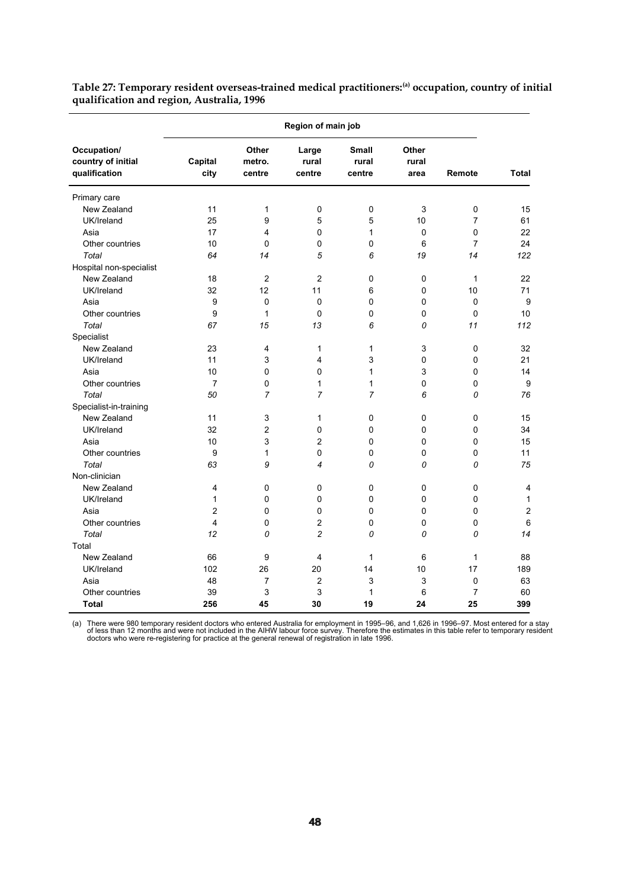**Table 27: Temporary resident overseas-trained medical practitioners:[(a)] occupation, country of initial qualification and region, Australia, 1996**

| Occupation/ country of initial qualification | Region of main job | | | | | | |
|---|---|---|---|---|---|---|---|
| | Capital city | Other metro. centre | Large rural centre | Small rural centre | Other rural area | Remote | Total |
| Primary care | | | | | | | |
| New Zealand | 11 | 1 | 0 | 0 | 3 | 0 | 15 |
| UK/Ireland | 25 | 9 | 5 | 5 | 10 | 7 | 61 |
| Asia | 17 | 4 | 0 | 1 | 0 | 0 | 22 |
| Other countries | 10 | 0 | 0 | 0 | 6 | 7 | 24 |
| *Total* | *64* | *14* | *5* | *6* | *19* | *14* | *122* |
| Hospital non-specialist | | | | | | | |
| New Zealand | 18 | 2 | 2 | 0 | 0 | 1 | 22 |
| UK/Ireland | 32 | 12 | 11 | 6 | 0 | 10 | 71 |
| Asia | 9 | 0 | 0 | 0 | 0 | 0 | 9 |
| Other countries | 9 | 1 | 0 | 0 | 0 | 0 | 10 |
| *Total* | *67* | *15* | *13* | *6* | *0* | *11* | *112* |
| Specialist | | | | | | | |
| New Zealand | 23 | 4 | 1 | 1 | 3 | 0 | 32 |
| UK/Ireland | 11 | 3 | 4 | 3 | 0 | 0 | 21 |
| Asia | 10 | 0 | 0 | 1 | 3 | 0 | 14 |
| Other countries | 7 | 0 | 1 | 1 | 0 | 0 | 9 |
| *Total* | *50* | *7* | *7* | *7* | *6* | *0* | *76* |
| Specialist-in-training | | | | | | | |
| New Zealand | 11 | 3 | 1 | 0 | 0 | 0 | 15 |
| UK/Ireland | 32 | 2 | 0 | 0 | 0 | 0 | 34 |
| Asia | 10 | 3 | 2 | 0 | 0 | 0 | 15 |
| Other countries | 9 | 1 | 0 | 0 | 0 | 0 | 11 |
| *Total* | *63* | *9* | *4* | *0* | *0* | *0* | *75* |
| Non-clinician | | | | | | | |
| New Zealand | 4 | 0 | 0 | 0 | 0 | 0 | 4 |
| UK/Ireland | 1 | 0 | 0 | 0 | 0 | 0 | 1 |
| Asia | 2 | 0 | 0 | 0 | 0 | 0 | 2 |
| Other countries | 4 | 0 | 2 | 0 | 0 | 0 | 6 |
| *Total* | *12* | *0* | *2* | *0* | *0* | *0* | *14* |
| Total | | | | | | | |
| New Zealand | 66 | 9 | 4 | 1 | 6 | 1 | 88 |
| UK/Ireland | 102 | 26 | 20 | 14 | 10 | 17 | 189 |
| Asia | 48 | 7 | 2 | 3 | 3 | 0 | 63 |
| Other countries | 39 | 3 | 3 | 1 | 6 | 7 | 60 |
| **Total** | **256** | **45** | **30** | **19** | **24** | **25** | **399** |

(a) There were 980 temporary resident doctors who entered Australia for employment in 1995–96, and 1,626 in 1996–97. Most entered for a stay of less than 12 months and were not included in the AIHW labour force survey. Therefore the estimates in this table refer to temporary resident doctors who were re-registering for practice at the general renewal of registration in late 1996.